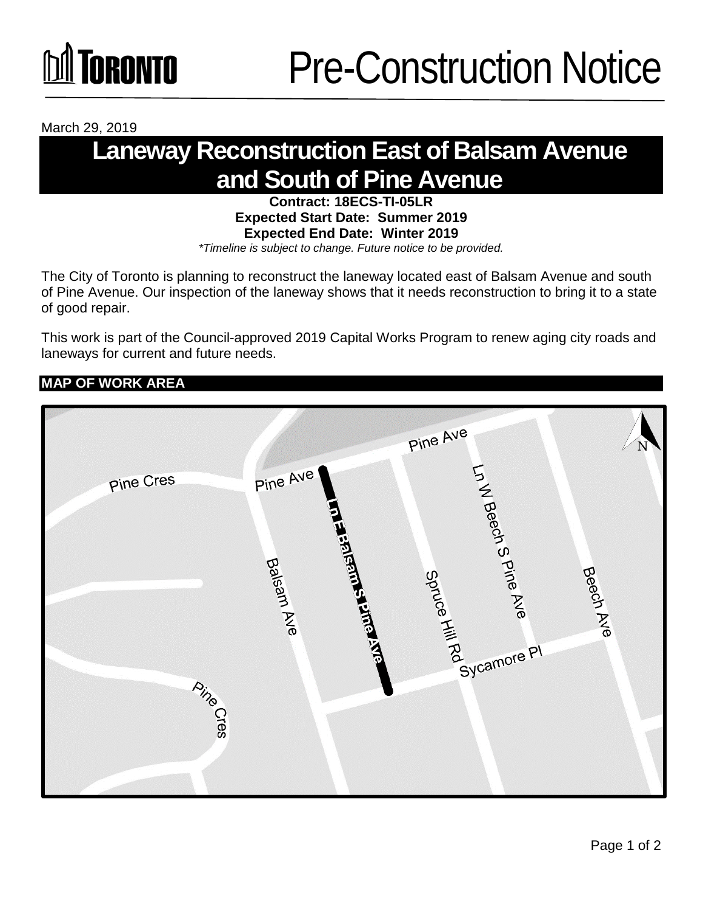# Pre-Construction Notice

March 29, 2019

# Laneway Reconstruction East of Balsam Avenue and South of Pine Avenue

**Contract: 18ECS-TI-05LR**
**Expected Start Date: Summer 2019**
**Expected End Date: Winter 2019**
*\*Timeline is subject to change. Future notice to be provided.*

The City of Toronto is planning to reconstruct the laneway located east of Balsam Avenue and south of Pine Avenue. Our inspection of the laneway shows that it needs reconstruction to bring it to a state of good repair.

This work is part of the Council-approved 2019 Capital Works Program to renew aging city roads and laneways for current and future needs.

## MAP OF WORK AREA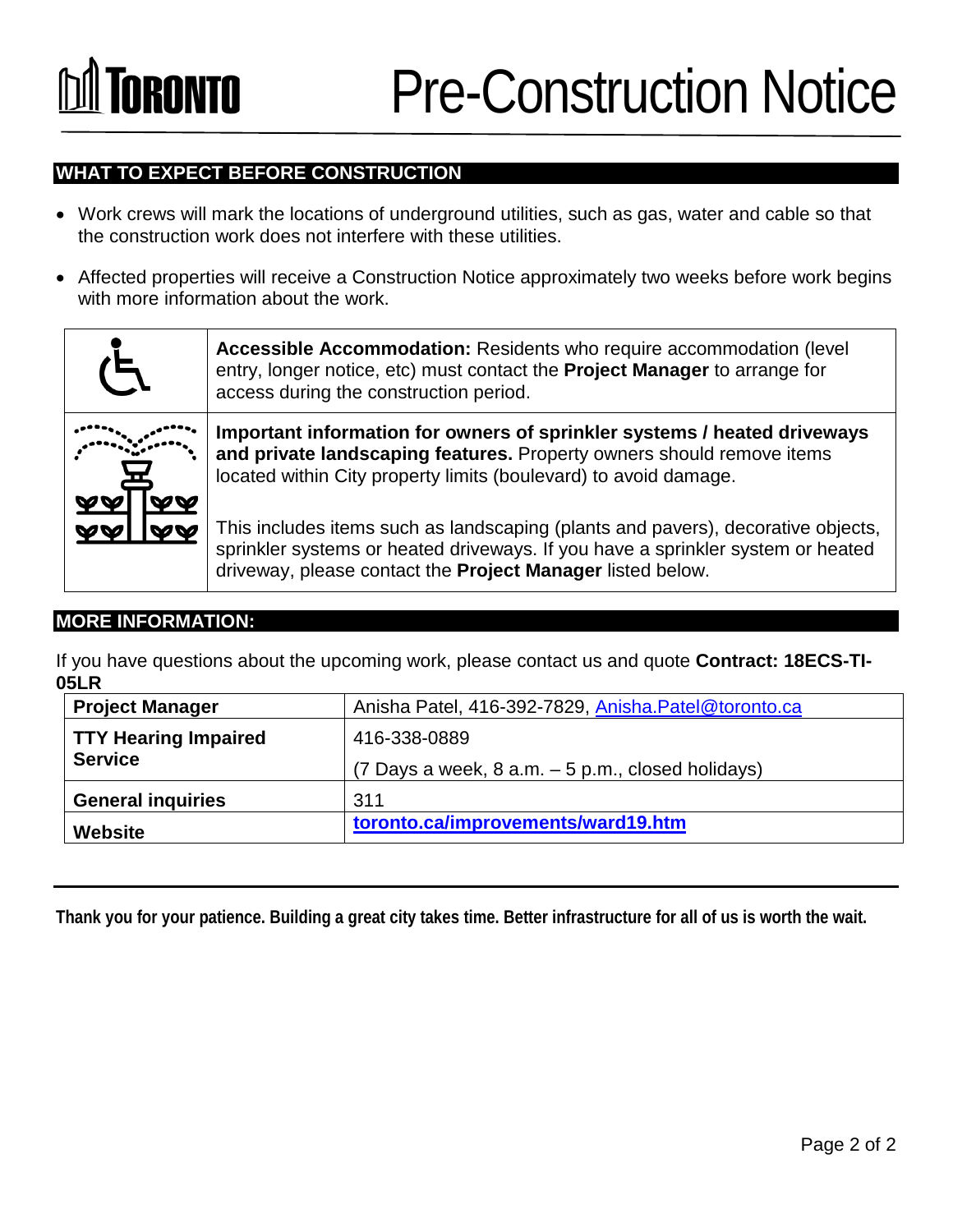# Pre-Construction Notice

## WHAT TO EXPECT BEFORE CONSTRUCTION

- Work crews will mark the locations of underground utilities, such as gas, water and cable so that the construction work does not interfere with these utilities.
- Affected properties will receive a Construction Notice approximately two weeks before work begins with more information about the work.

**Accessible Accommodation:** Residents who require accommodation (level entry, longer notice, etc) must contact the **Project Manager** to arrange for access during the construction period.

**Important information for owners of sprinkler systems / heated driveways and private landscaping features.** Property owners should remove items located within City property limits (boulevard) to avoid damage.

This includes items such as landscaping (plants and pavers), decorative objects, sprinkler systems or heated driveways. If you have a sprinkler system or heated driveway, please contact the **Project Manager** listed below.

## MORE INFORMATION:

If you have questions about the upcoming work, please contact us and quote **Contract: 18ECS-TI-05LR**

| | |
|---|---|
| **Project Manager** | Anisha Patel, 416-392-7829, Anisha.Patel@toronto.ca |
| **TTY Hearing Impaired Service** | 416-338-0889<br>(7 Days a week, 8 a.m. – 5 p.m., closed holidays) |
| **General inquiries** | 311 |
| **Website** | **toronto.ca/improvements/ward19.htm** |

**Thank you for your patience. Building a great city takes time. Better infrastructure for all of us is worth the wait.**